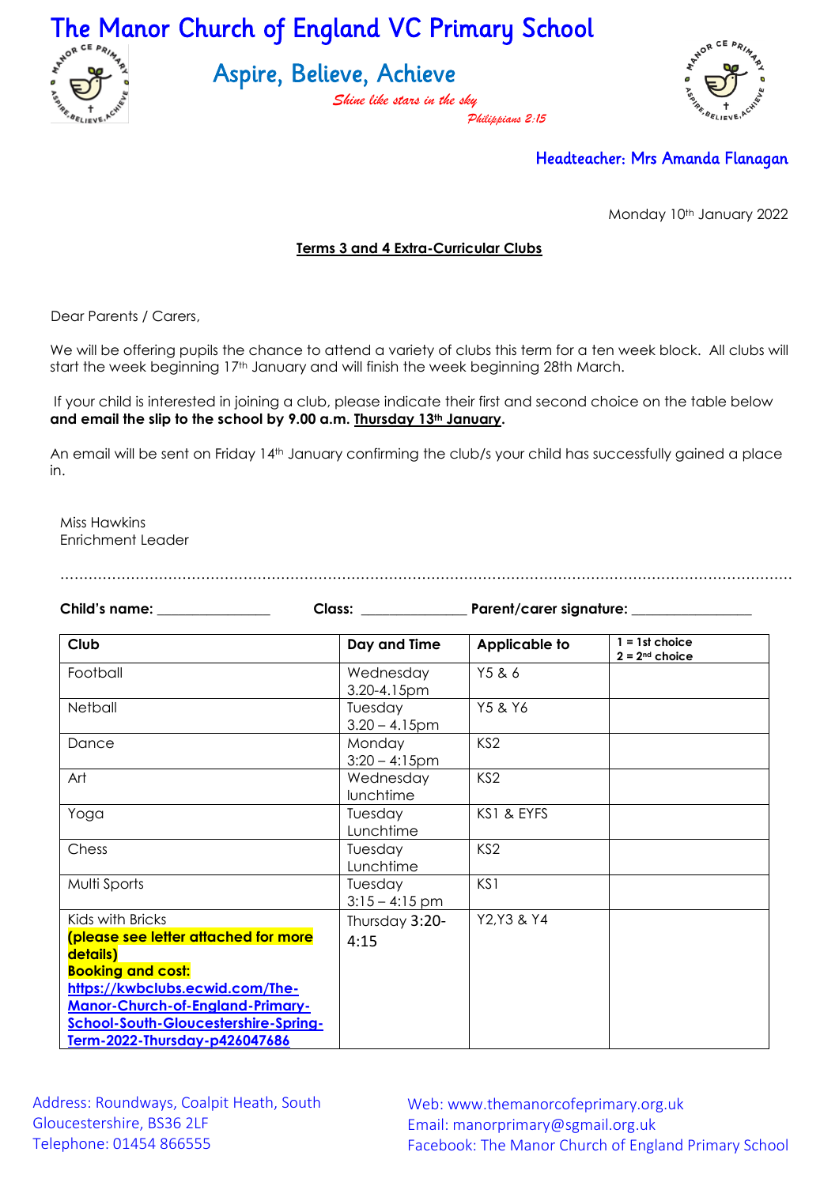# The Manor Church of England VC Primary School

## Aspire, Believe, Achieve

*Shine like stars in the sky*
*Philippians 2:15*

Headteacher: Mrs Amanda Flanagan

Monday 10th January 2022

**Terms 3 and 4 Extra-Curricular Clubs**

Dear Parents / Carers,

We will be offering pupils the chance to attend a variety of clubs this term for a ten week block. All clubs will start the week beginning 17th January and will finish the week beginning 28th March.

If your child is interested in joining a club, please indicate their first and second choice on the table below **and email the slip to the school by 9.00 a.m. Thursday 13th January.**

An email will be sent on Friday 14th January confirming the club/s your child has successfully gained a place in.

Miss Hawkins
Enrichment Leader

…………………………………………………………………………………………………………………………

**Child's name:** ________________ **Class:** _______________ **Parent/carer signature:** _________________

| Club | Day and Time | Applicable to | 1 = 1st choice 2 = 2nd choice |
|---|---|---|---|
| Football | Wednesday 3.20-4.15pm | Y5 & 6 | |
| Netball | Tuesday 3.20 – 4.15pm | Y5 & Y6 | |
| Dance | Monday 3:20 – 4:15pm | KS2 | |
| Art | Wednesday lunchtime | KS2 | |
| Yoga | Tuesday Lunchtime | KS1 & EYFS | |
| Chess | Tuesday Lunchtime | KS2 | |
| Multi Sports | Tuesday 3:15 – 4:15 pm | KS1 | |
| Kids with Bricks **(please see letter attached for more details)** **Booking and cost:** https://kwbclubs.ecwid.com/The-Manor-Church-of-England-Primary-School-South-Gloucestershire-Spring-Term-2022-Thursday-p426047686 | Thursday 3:20-4:15 | Y2,Y3 & Y4 | |

Address: Roundways, Coalpit Heath, South Gloucestershire, BS36 2LF
Telephone: 01454 866555

Web: www.themanorcofeprimary.org.uk
Email: manorprimary@sgmail.org.uk
Facebook: The Manor Church of England Primary School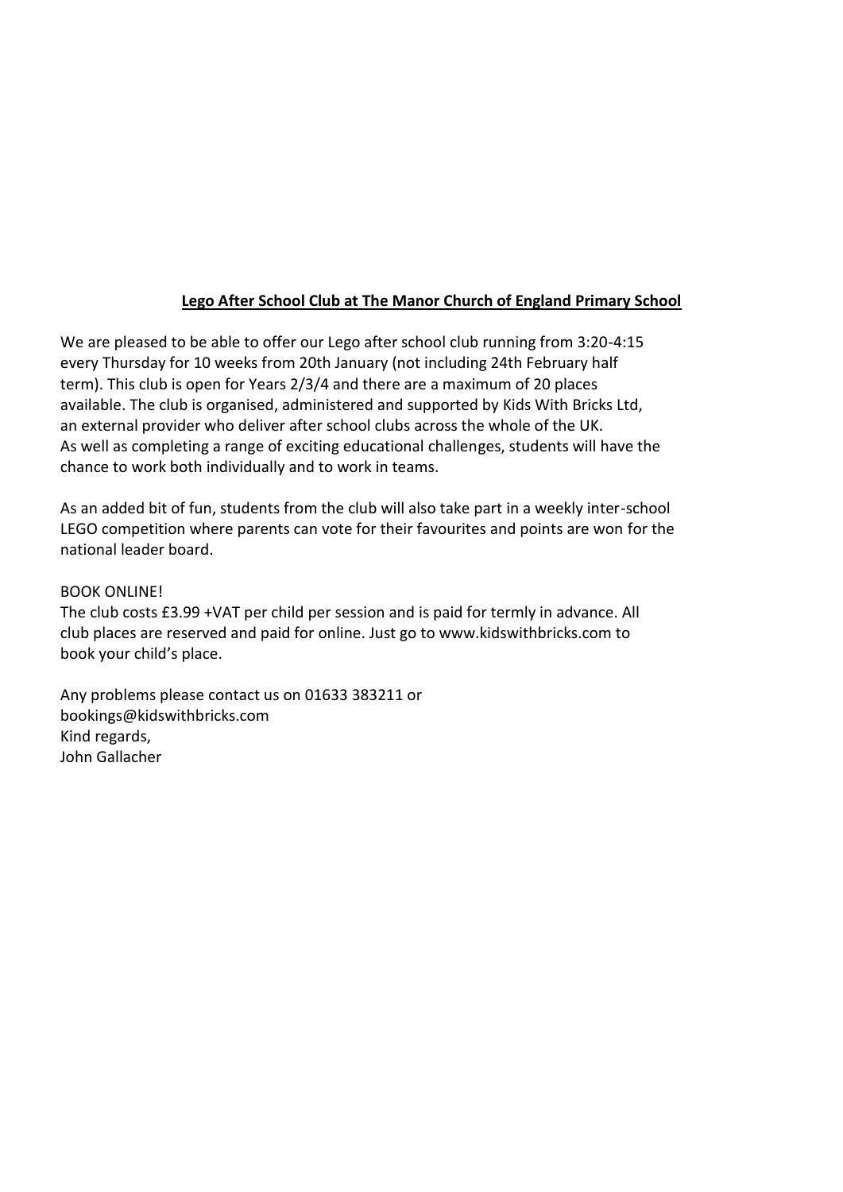## **Lego After School Club at The Manor Church of England Primary School**

We are pleased to be able to offer our Lego after school club running from 3:20-4:15 every Thursday for 10 weeks from 20th January (not including 24th February half term). This club is open for Years 2/3/4 and there are a maximum of 20 places available. The club is organised, administered and supported by Kids With Bricks Ltd, an external provider who deliver after school clubs across the whole of the UK. As well as completing a range of exciting educational challenges, students will have the chance to work both individually and to work in teams.

As an added bit of fun, students from the club will also take part in a weekly inter-school LEGO competition where parents can vote for their favourites and points are won for the national leader board.

BOOK ONLINE!
The club costs £3.99 +VAT per child per session and is paid for termly in advance. All club places are reserved and paid for online. Just go to www.kidswithbricks.com to book your child's place.

Any problems please contact us on 01633 383211 or bookings@kidswithbricks.com
Kind regards,
John Gallacher